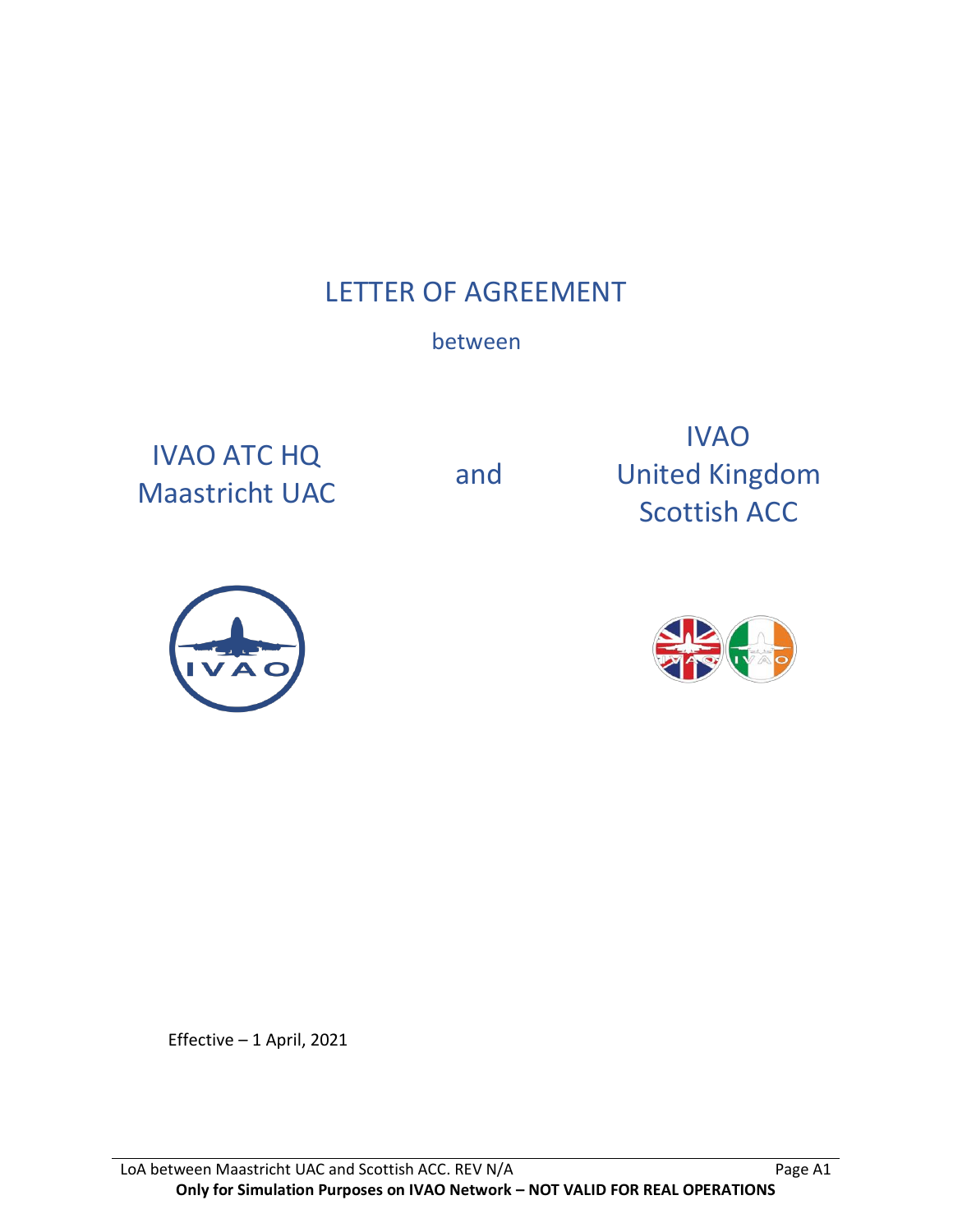# LETTER OF AGREEMENT

between

IVAO ATC HQ
Maastricht UAC

and

IVAO
United Kingdom
Scottish ACC

Effective – 1 April, 2021

**Only for Simulation Purposes on IVAO Network – NOT VALID FOR REAL OPERATIONS**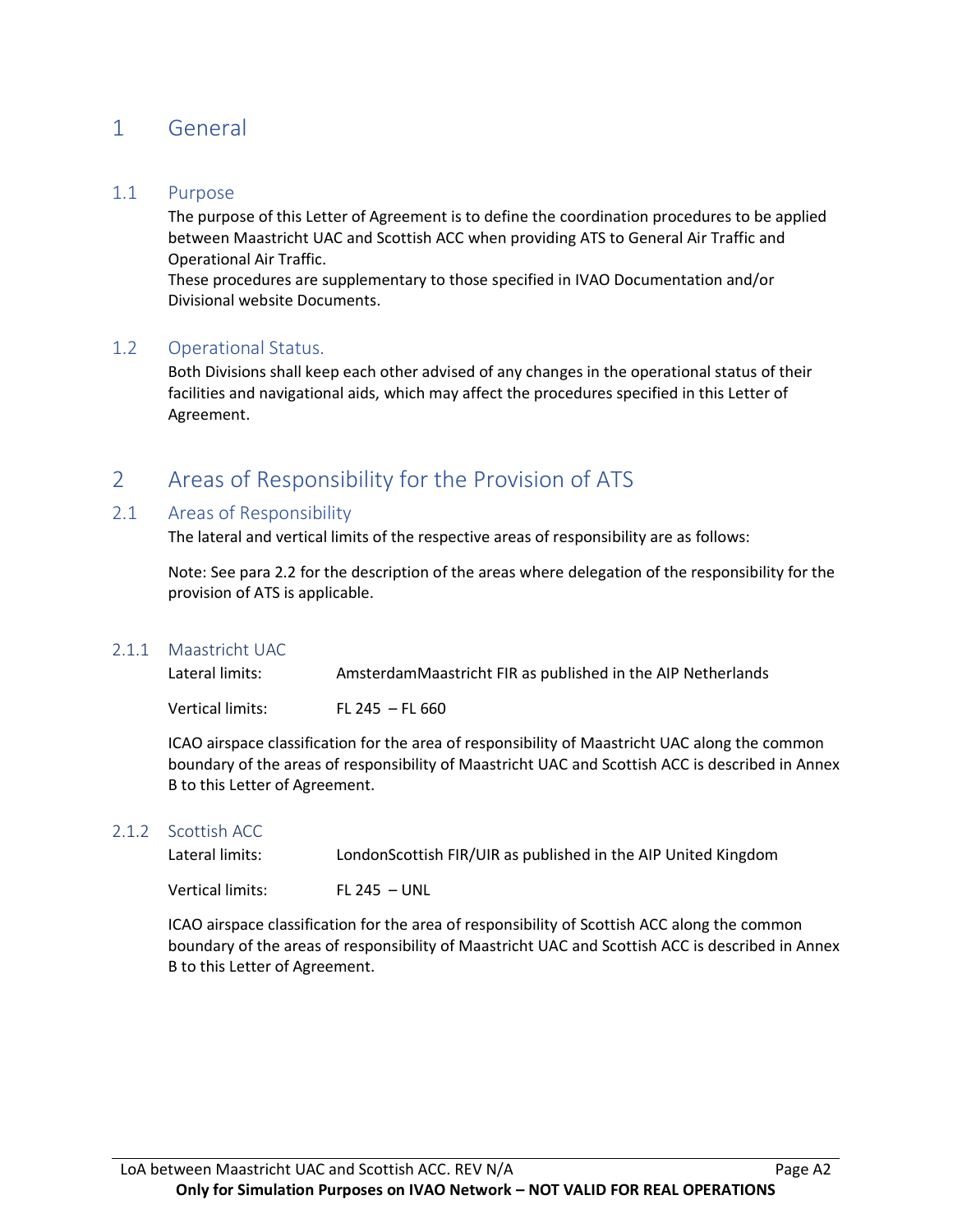# 1 General

## 1.1 Purpose

The purpose of this Letter of Agreement is to define the coordination procedures to be applied between Maastricht UAC and Scottish ACC when providing ATS to General Air Traffic and Operational Air Traffic.

These procedures are supplementary to those specified in IVAO Documentation and/or Divisional website Documents.

## 1.2 Operational Status.

Both Divisions shall keep each other advised of any changes in the operational status of their facilities and navigational aids, which may affect the procedures specified in this Letter of Agreement.

# 2 Areas of Responsibility for the Provision of ATS

## 2.1 Areas of Responsibility

The lateral and vertical limits of the respective areas of responsibility are as follows:

Note: See para 2.2 for the description of the areas where delegation of the responsibility for the provision of ATS is applicable.

### 2.1.1 Maastricht UAC

Lateral limits: AmsterdamMaastricht FIR as published in the AIP Netherlands

Vertical limits: FL 245 – FL 660

ICAO airspace classification for the area of responsibility of Maastricht UAC along the common boundary of the areas of responsibility of Maastricht UAC and Scottish ACC is described in Annex B to this Letter of Agreement.

### 2.1.2 Scottish ACC

Lateral limits: LondonScottish FIR/UIR as published in the AIP United Kingdom

Vertical limits: FL 245 – UNL

ICAO airspace classification for the area of responsibility of Scottish ACC along the common boundary of the areas of responsibility of Maastricht UAC and Scottish ACC is described in Annex B to this Letter of Agreement.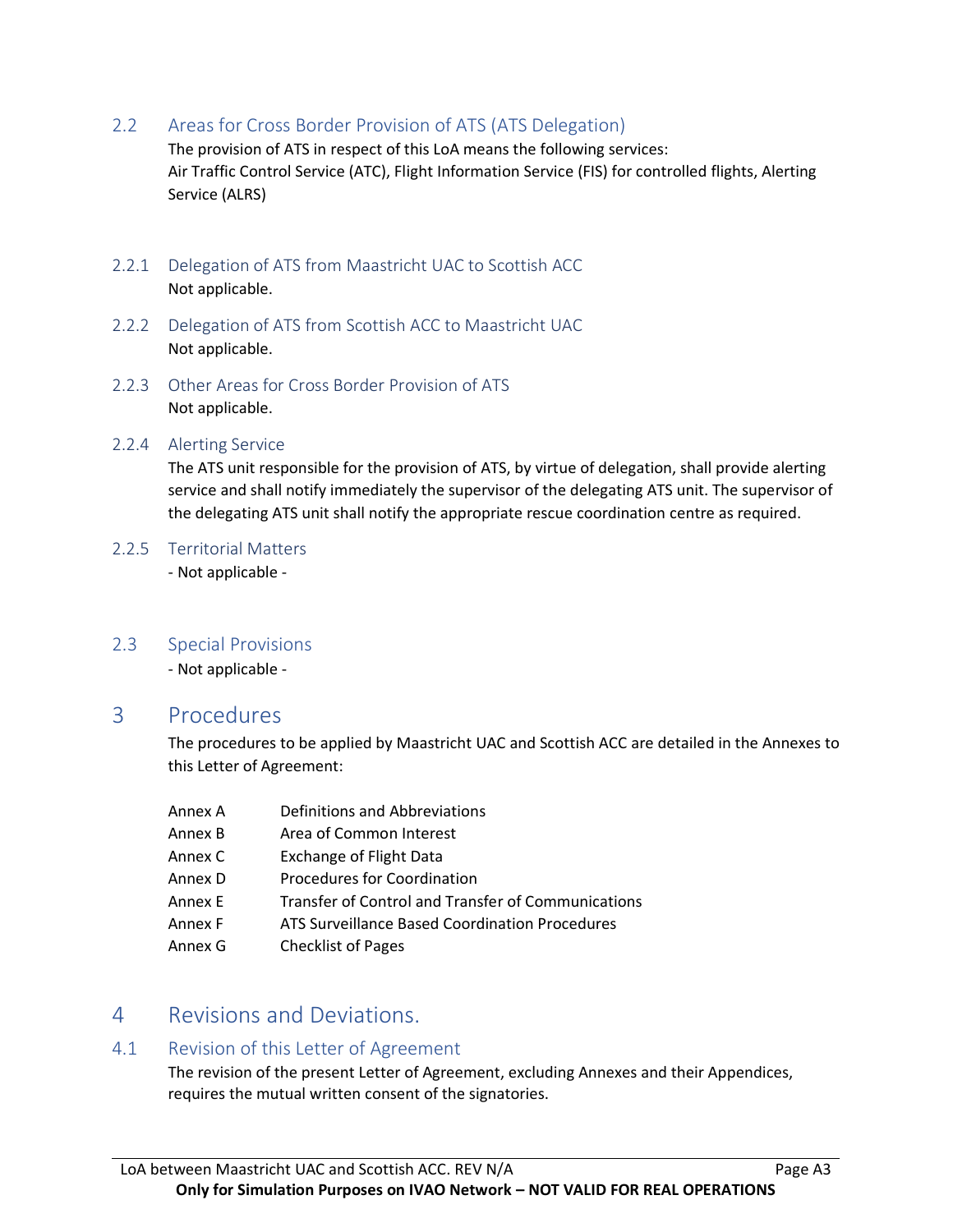## 2.2 Areas for Cross Border Provision of ATS (ATS Delegation)

The provision of ATS in respect of this LoA means the following services:
Air Traffic Control Service (ATC), Flight Information Service (FIS) for controlled flights, Alerting Service (ALRS)

### 2.2.1 Delegation of ATS from Maastricht UAC to Scottish ACC

Not applicable.

### 2.2.2 Delegation of ATS from Scottish ACC to Maastricht UAC

Not applicable.

### 2.2.3 Other Areas for Cross Border Provision of ATS

Not applicable.

### 2.2.4 Alerting Service

The ATS unit responsible for the provision of ATS, by virtue of delegation, shall provide alerting service and shall notify immediately the supervisor of the delegating ATS unit. The supervisor of the delegating ATS unit shall notify the appropriate rescue coordination centre as required.

### 2.2.5 Territorial Matters

- Not applicable -

## 2.3 Special Provisions

- Not applicable -

# 3 Procedures

The procedures to be applied by Maastricht UAC and Scottish ACC are detailed in the Annexes to this Letter of Agreement:

| | |
|---|---|
| Annex A | Definitions and Abbreviations |
| Annex B | Area of Common Interest |
| Annex C | Exchange of Flight Data |
| Annex D | Procedures for Coordination |
| Annex E | Transfer of Control and Transfer of Communications |
| Annex F | ATS Surveillance Based Coordination Procedures |
| Annex G | Checklist of Pages |

# 4 Revisions and Deviations.

## 4.1 Revision of this Letter of Agreement

The revision of the present Letter of Agreement, excluding Annexes and their Appendices, requires the mutual written consent of the signatories.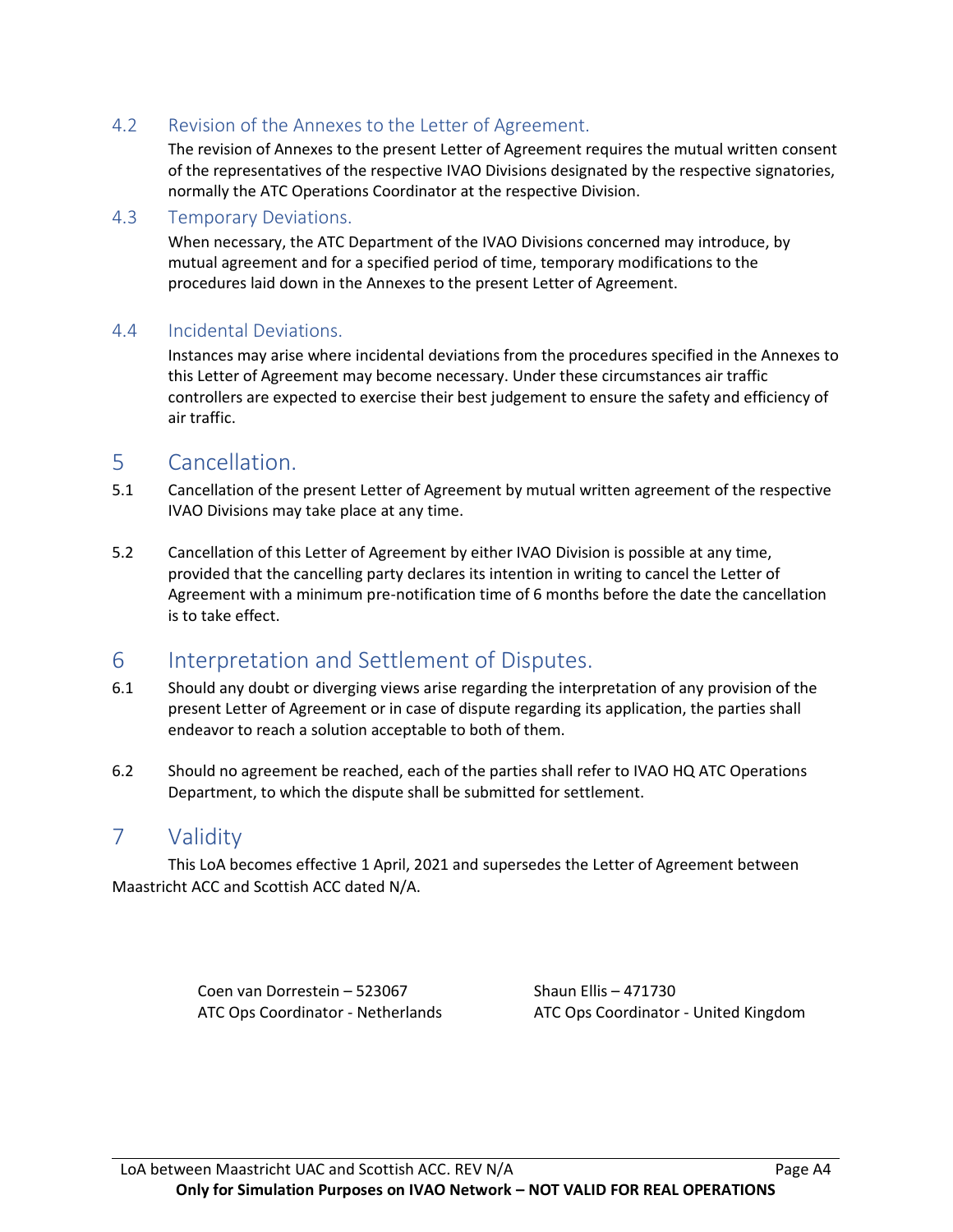### 4.2 Revision of the Annexes to the Letter of Agreement.

The revision of Annexes to the present Letter of Agreement requires the mutual written consent of the representatives of the respective IVAO Divisions designated by the respective signatories, normally the ATC Operations Coordinator at the respective Division.

### 4.3 Temporary Deviations.

When necessary, the ATC Department of the IVAO Divisions concerned may introduce, by mutual agreement and for a specified period of time, temporary modifications to the procedures laid down in the Annexes to the present Letter of Agreement.

### 4.4 Incidental Deviations.

Instances may arise where incidental deviations from the procedures specified in the Annexes to this Letter of Agreement may become necessary. Under these circumstances air traffic controllers are expected to exercise their best judgement to ensure the safety and efficiency of air traffic.

## 5 Cancellation.

5.1 Cancellation of the present Letter of Agreement by mutual written agreement of the respective IVAO Divisions may take place at any time.

5.2 Cancellation of this Letter of Agreement by either IVAO Division is possible at any time, provided that the cancelling party declares its intention in writing to cancel the Letter of Agreement with a minimum pre-notification time of 6 months before the date the cancellation is to take effect.

## 6 Interpretation and Settlement of Disputes.

6.1 Should any doubt or diverging views arise regarding the interpretation of any provision of the present Letter of Agreement or in case of dispute regarding its application, the parties shall endeavor to reach a solution acceptable to both of them.

6.2 Should no agreement be reached, each of the parties shall refer to IVAO HQ ATC Operations Department, to which the dispute shall be submitted for settlement.

## 7 Validity

This LoA becomes effective 1 April, 2021 and supersedes the Letter of Agreement between Maastricht ACC and Scottish ACC dated N/A.

| | |
|---|---|
| Coen van Dorrestein – 523067<br>ATC Ops Coordinator - Netherlands | Shaun Ellis – 471730<br>ATC Ops Coordinator - United Kingdom |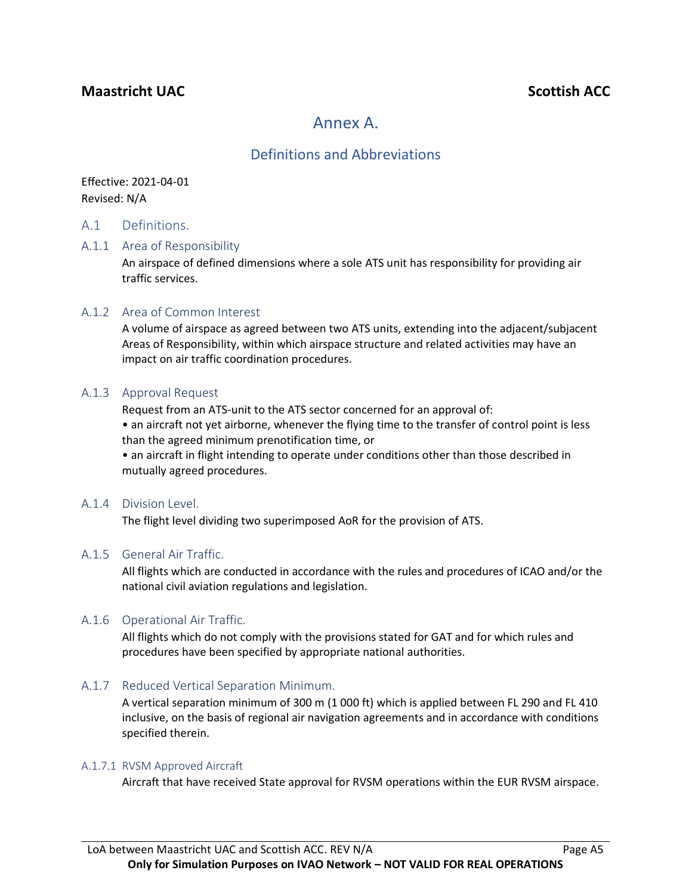# Annex A.

## Definitions and Abbreviations

Effective: 2021-04-01
Revised: N/A

## A.1 Definitions.

### A.1.1 Area of Responsibility

An airspace of defined dimensions where a sole ATS unit has responsibility for providing air traffic services.

### A.1.2 Area of Common Interest

A volume of airspace as agreed between two ATS units, extending into the adjacent/subjacent Areas of Responsibility, within which airspace structure and related activities may have an impact on air traffic coordination procedures.

### A.1.3 Approval Request

Request from an ATS-unit to the ATS sector concerned for an approval of:
• an aircraft not yet airborne, whenever the flying time to the transfer of control point is less than the agreed minimum prenotification time, or
• an aircraft in flight intending to operate under conditions other than those described in mutually agreed procedures.

### A.1.4 Division Level.

The flight level dividing two superimposed AoR for the provision of ATS.

### A.1.5 General Air Traffic.

All flights which are conducted in accordance with the rules and procedures of ICAO and/or the national civil aviation regulations and legislation.

### A.1.6 Operational Air Traffic.

All flights which do not comply with the provisions stated for GAT and for which rules and procedures have been specified by appropriate national authorities.

### A.1.7 Reduced Vertical Separation Minimum.

A vertical separation minimum of 300 m (1 000 ft) which is applied between FL 290 and FL 410 inclusive, on the basis of regional air navigation agreements and in accordance with conditions specified therein.

#### A.1.7.1 RVSM Approved Aircraft

Aircraft that have received State approval for RVSM operations within the EUR RVSM airspace.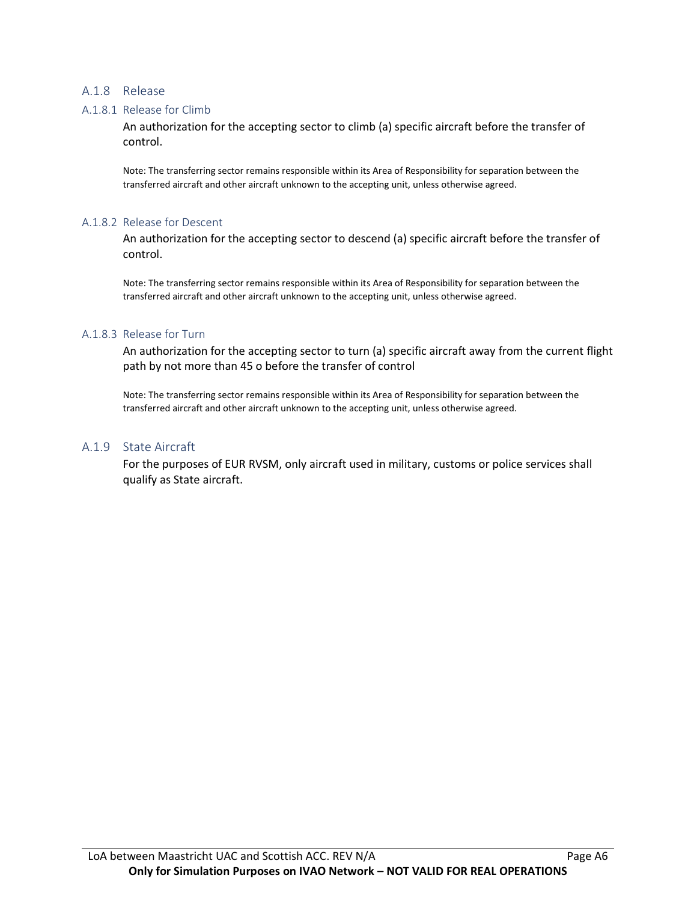### A.1.8 Release

#### A.1.8.1 Release for Climb

An authorization for the accepting sector to climb (a) specific aircraft before the transfer of control.

Note: The transferring sector remains responsible within its Area of Responsibility for separation between the transferred aircraft and other aircraft unknown to the accepting unit, unless otherwise agreed.

#### A.1.8.2 Release for Descent

An authorization for the accepting sector to descend (a) specific aircraft before the transfer of control.

Note: The transferring sector remains responsible within its Area of Responsibility for separation between the transferred aircraft and other aircraft unknown to the accepting unit, unless otherwise agreed.

#### A.1.8.3 Release for Turn

An authorization for the accepting sector to turn (a) specific aircraft away from the current flight path by not more than 45 o before the transfer of control

Note: The transferring sector remains responsible within its Area of Responsibility for separation between the transferred aircraft and other aircraft unknown to the accepting unit, unless otherwise agreed.

### A.1.9 State Aircraft

For the purposes of EUR RVSM, only aircraft used in military, customs or police services shall qualify as State aircraft.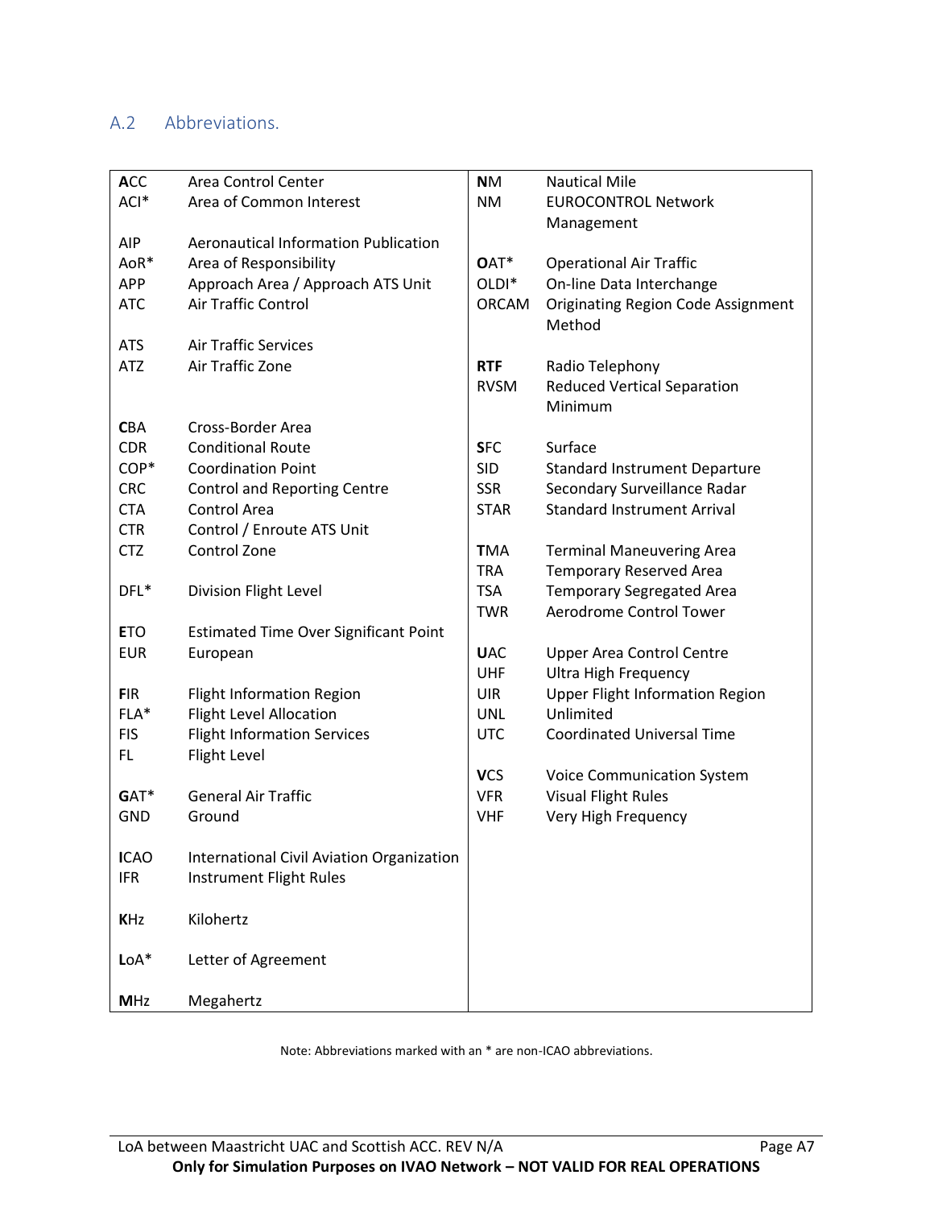## A.2 Abbreviations.

| | | | |
|---|---|---|---|
| **A**CC | Area Control Center | **N**M | Nautical Mile |
| ACI* | Area of Common Interest | NM | EUROCONTROL Network Management |
| AIP | Aeronautical Information Publication | | |
| AoR* | Area of Responsibility | **O**AT* | Operational Air Traffic |
| APP | Approach Area / Approach ATS Unit | OLDI* | On-line Data Interchange |
| ATC | Air Traffic Control | ORCAM | Originating Region Code Assignment Method |
| ATS | Air Traffic Services | | |
| ATZ | Air Traffic Zone | **RTF** | Radio Telephony |
| | | RVSM | Reduced Vertical Separation Minimum |
| **C**BA | Cross-Border Area | | |
| CDR | Conditional Route | **S**FC | Surface |
| COP* | Coordination Point | SID | Standard Instrument Departure |
| CRC | Control and Reporting Centre | SSR | Secondary Surveillance Radar |
| CTA | Control Area | STAR | Standard Instrument Arrival |
| CTR | Control / Enroute ATS Unit | | |
| CTZ | Control Zone | **T**MA | Terminal Maneuvering Area |
| | | TRA | Temporary Reserved Area |
| DFL* | Division Flight Level | TSA | Temporary Segregated Area |
| | | TWR | Aerodrome Control Tower |
| **E**TO | Estimated Time Over Significant Point | | |
| EUR | European | **U**AC | Upper Area Control Centre |
| | | UHF | Ultra High Frequency |
| **F**IR | Flight Information Region | UIR | Upper Flight Information Region |
| FLA* | Flight Level Allocation | UNL | Unlimited |
| FIS | Flight Information Services | UTC | Coordinated Universal Time |
| FL | Flight Level | | |
| | | **V**CS | Voice Communication System |
| **G**AT* | General Air Traffic | VFR | Visual Flight Rules |
| GND | Ground | VHF | Very High Frequency |
| **I**CAO | International Civil Aviation Organization | | |
| IFR | Instrument Flight Rules | | |
| **K**Hz | Kilohertz | | |
| **L**oA* | Letter of Agreement | | |
| **M**Hz | Megahertz | | |

Note: Abbreviations marked with an * are non-ICAO abbreviations.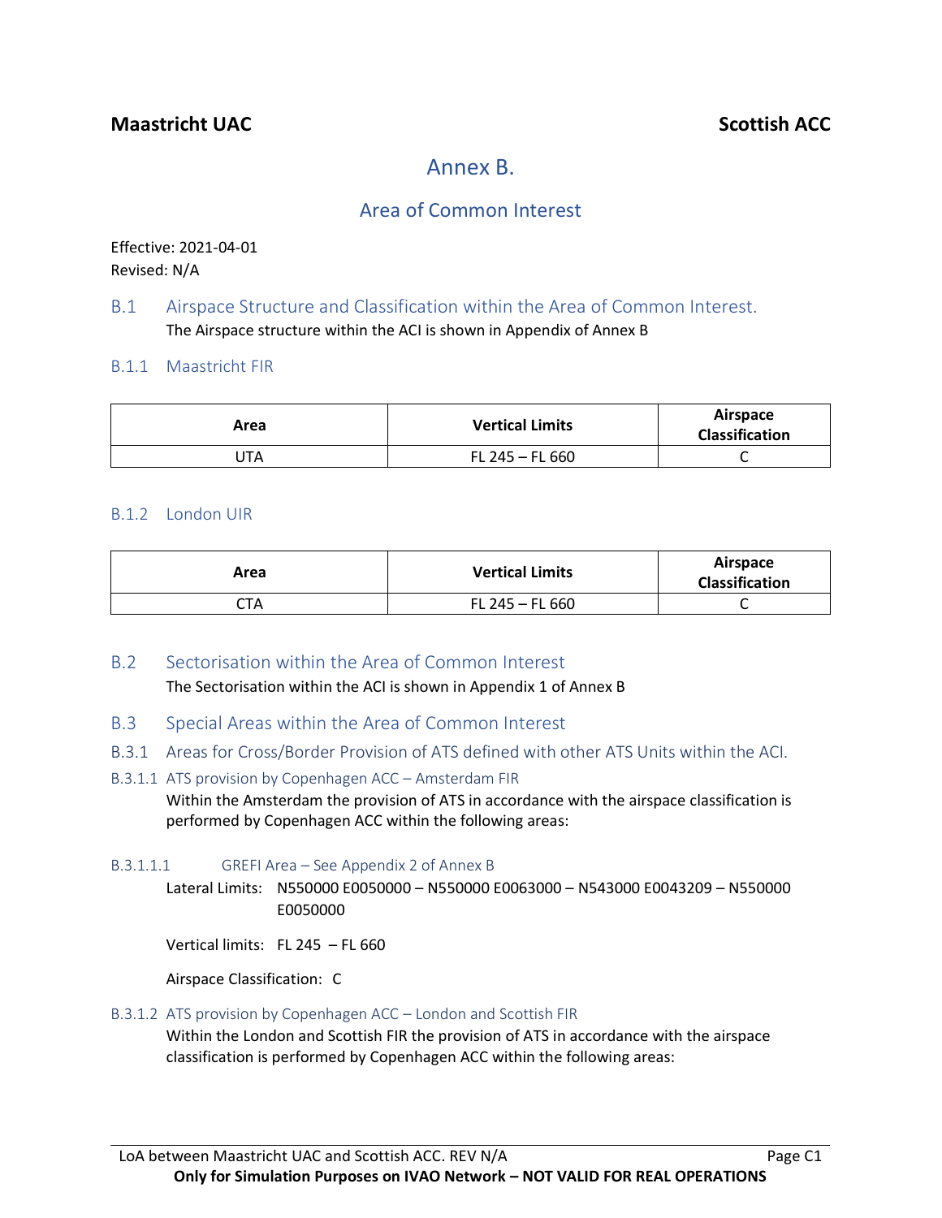# Annex B.

## Area of Common Interest

Effective: 2021-04-01
Revised: N/A

### B.1 Airspace Structure and Classification within the Area of Common Interest.

The Airspace structure within the ACI is shown in Appendix of Annex B

#### B.1.1 Maastricht FIR

| Area | Vertical Limits | Airspace Classification |
|---|---|---|
| UTA | FL 245 – FL 660 | C |

#### B.1.2 London UIR

| Area | Vertical Limits | Airspace Classification |
|---|---|---|
| CTA | FL 245 – FL 660 | C |

### B.2 Sectorisation within the Area of Common Interest

The Sectorisation within the ACI is shown in Appendix 1 of Annex B

### B.3 Special Areas within the Area of Common Interest

#### B.3.1 Areas for Cross/Border Provision of ATS defined with other ATS Units within the ACI.

##### B.3.1.1 ATS provision by Copenhagen ACC – Amsterdam FIR

Within the Amsterdam the provision of ATS in accordance with the airspace classification is performed by Copenhagen ACC within the following areas:

###### B.3.1.1.1 GREFI Area – See Appendix 2 of Annex B

Lateral Limits: N550000 E0050000 – N550000 E0063000 – N543000 E0043209 – N550000 E0050000

Vertical limits: FL 245 – FL 660

Airspace Classification: C

##### B.3.1.2 ATS provision by Copenhagen ACC – London and Scottish FIR

Within the London and Scottish FIR the provision of ATS in accordance with the airspace classification is performed by Copenhagen ACC within the following areas: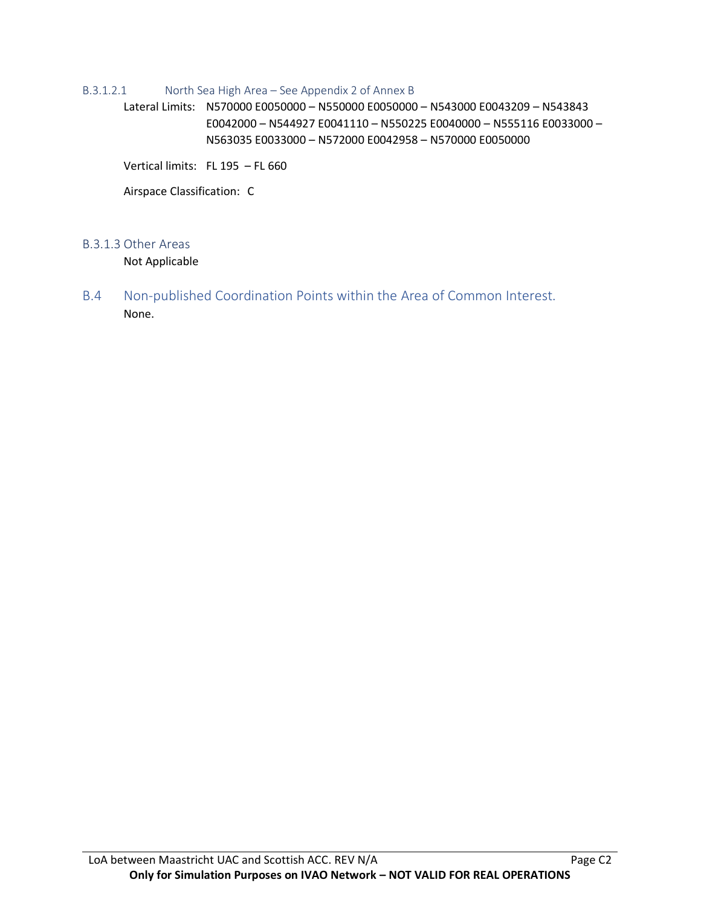#### B.3.1.2.1 North Sea High Area – See Appendix 2 of Annex B

Lateral Limits: N570000 E0050000 – N550000 E0050000 – N543000 E0043209 – N543843 E0042000 – N544927 E0041110 – N550225 E0040000 – N555116 E0033000 – N563035 E0033000 – N572000 E0042958 – N570000 E0050000

Vertical limits: FL 195 – FL 660

Airspace Classification: C

### B.3.1.3 Other Areas

Not Applicable

## B.4 Non-published Coordination Points within the Area of Common Interest.

None.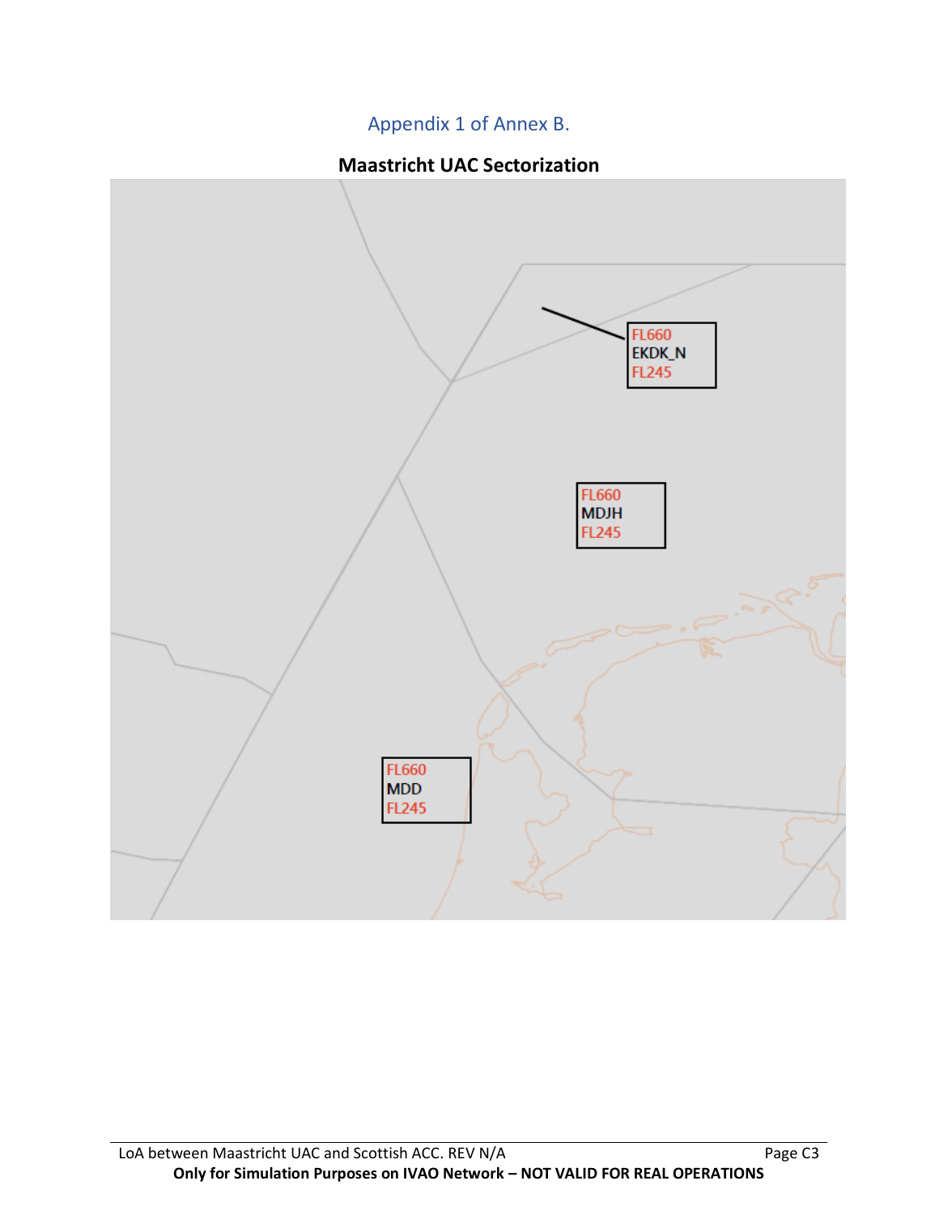# Appendix 1 of Annex B.

**Maastricht UAC Sectorization**

FL660
EKDK_N
FL245

FL660
MDJH
FL245

FL660
MDD
FL245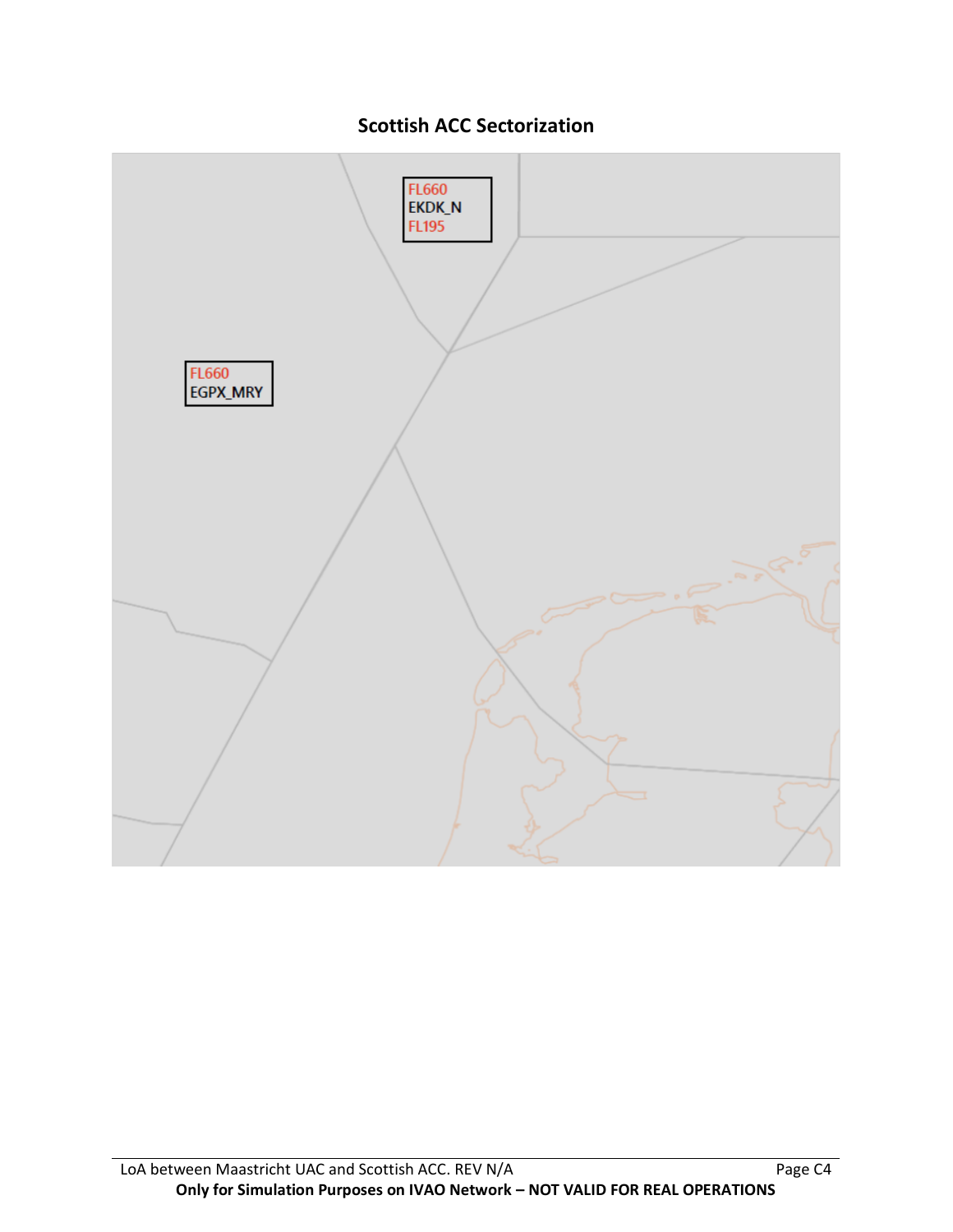## Scottish ACC Sectorization

FL660
EKDK_N
FL195

FL660
EGPX_MRY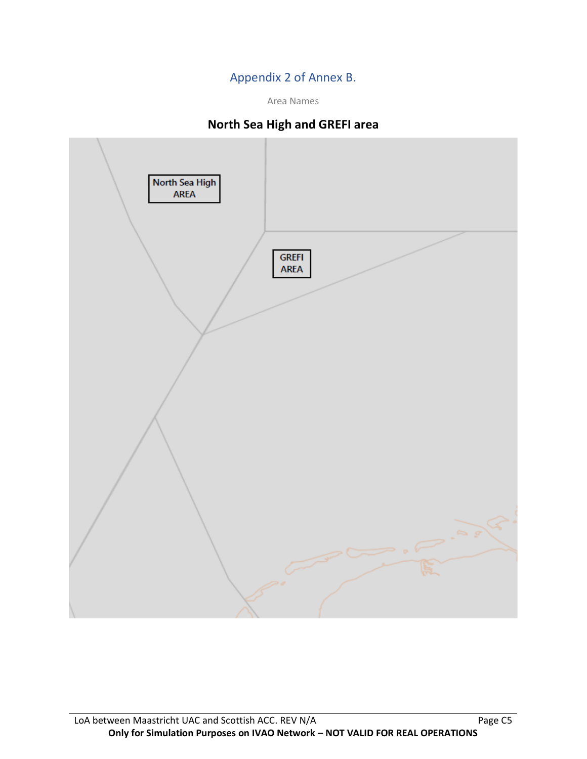## Appendix 2 of Annex B.

Area Names

### North Sea High and GREFI area

North Sea High AREA

GREFI AREA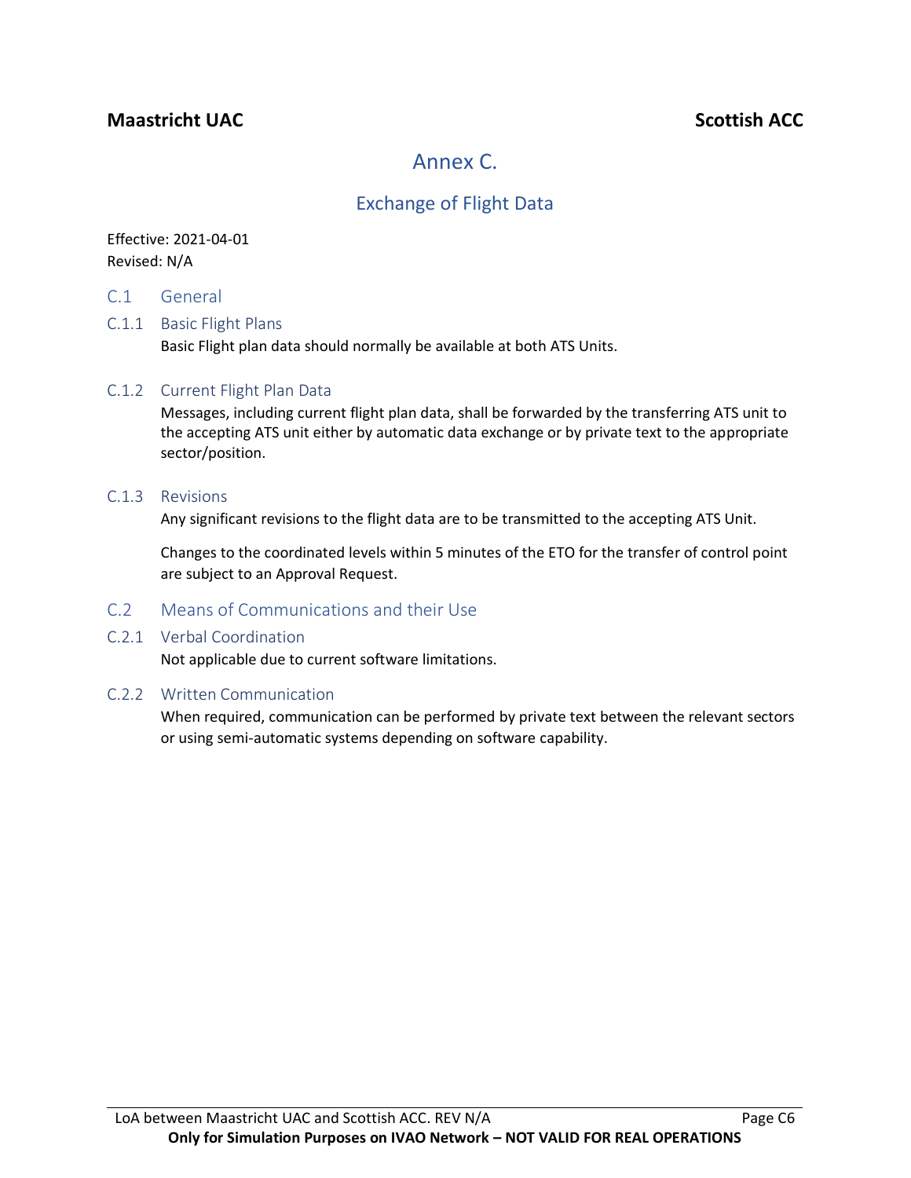# Annex C.

## Exchange of Flight Data

Effective: 2021-04-01
Revised: N/A

## C.1 General

### C.1.1 Basic Flight Plans

Basic Flight plan data should normally be available at both ATS Units.

### C.1.2 Current Flight Plan Data

Messages, including current flight plan data, shall be forwarded by the transferring ATS unit to the accepting ATS unit either by automatic data exchange or by private text to the appropriate sector/position.

### C.1.3 Revisions

Any significant revisions to the flight data are to be transmitted to the accepting ATS Unit.

Changes to the coordinated levels within 5 minutes of the ETO for the transfer of control point are subject to an Approval Request.

## C.2 Means of Communications and their Use

### C.2.1 Verbal Coordination

Not applicable due to current software limitations.

### C.2.2 Written Communication

When required, communication can be performed by private text between the relevant sectors or using semi-automatic systems depending on software capability.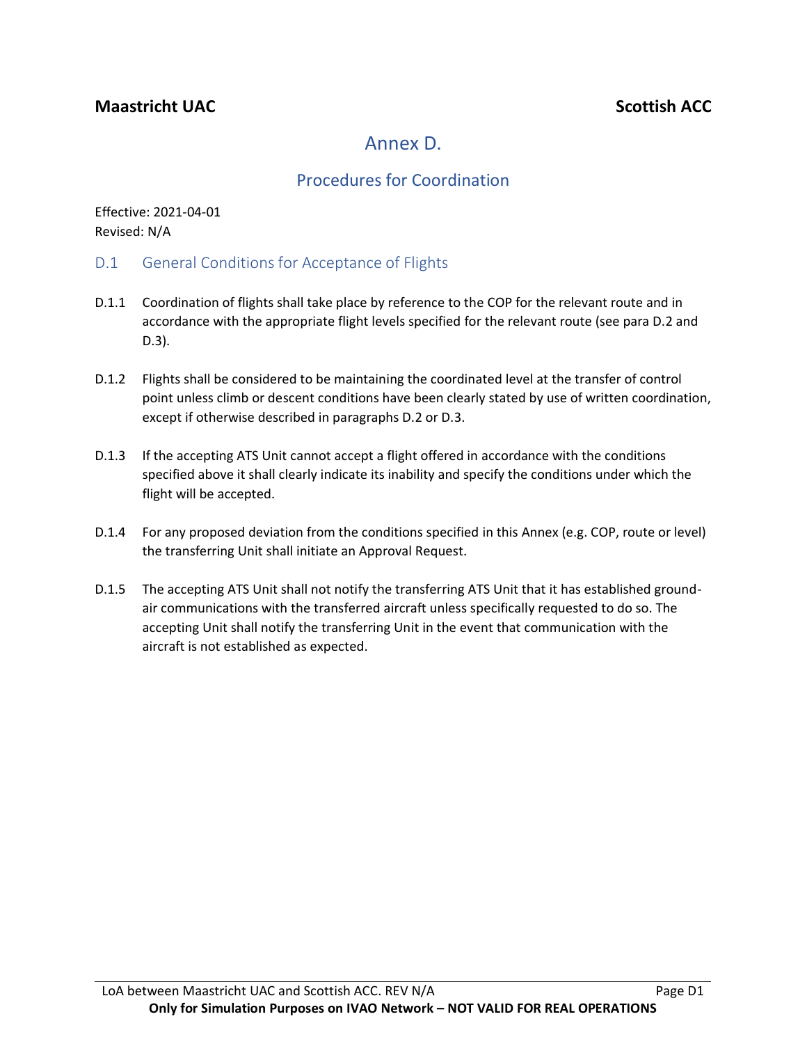**Maastricht UAC** **Scottish ACC**

# Annex D.

## Procedures for Coordination

Effective: 2021-04-01
Revised: N/A

### D.1 General Conditions for Acceptance of Flights

D.1.1 Coordination of flights shall take place by reference to the COP for the relevant route and in accordance with the appropriate flight levels specified for the relevant route (see para D.2 and D.3).

D.1.2 Flights shall be considered to be maintaining the coordinated level at the transfer of control point unless climb or descent conditions have been clearly stated by use of written coordination, except if otherwise described in paragraphs D.2 or D.3.

D.1.3 If the accepting ATS Unit cannot accept a flight offered in accordance with the conditions specified above it shall clearly indicate its inability and specify the conditions under which the flight will be accepted.

D.1.4 For any proposed deviation from the conditions specified in this Annex (e.g. COP, route or level) the transferring Unit shall initiate an Approval Request.

D.1.5 The accepting ATS Unit shall not notify the transferring ATS Unit that it has established ground-air communications with the transferred aircraft unless specifically requested to do so. The accepting Unit shall notify the transferring Unit in the event that communication with the aircraft is not established as expected.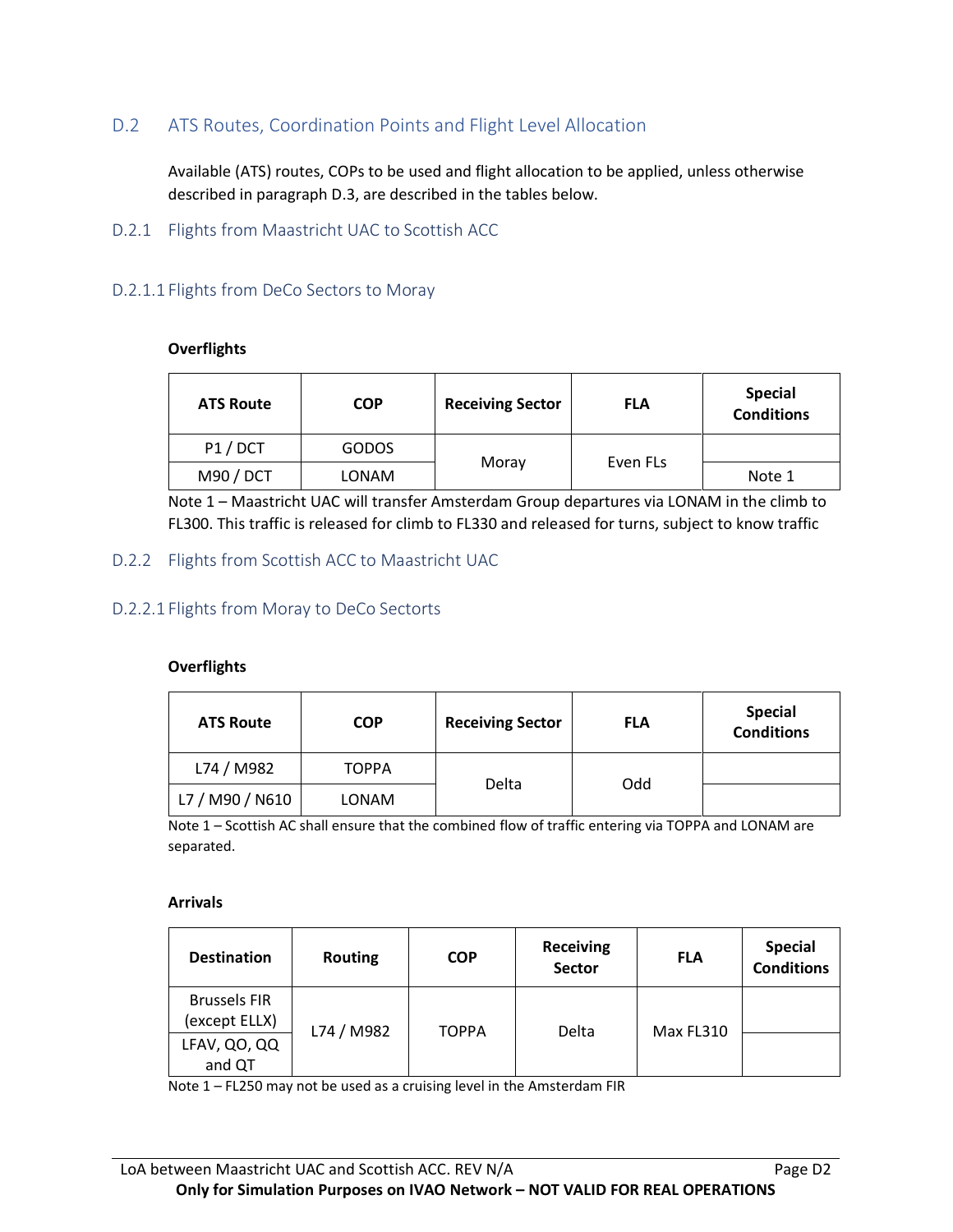## D.2 ATS Routes, Coordination Points and Flight Level Allocation

Available (ATS) routes, COPs to be used and flight allocation to be applied, unless otherwise described in paragraph D.3, are described in the tables below.

### D.2.1 Flights from Maastricht UAC to Scottish ACC

#### D.2.1.1 Flights from DeCo Sectors to Moray

**Overflights**

| ATS Route | COP | Receiving Sector | FLA | Special Conditions |
|---|---|---|---|---|
| P1 / DCT | GODOS | Moray | Even FLs | |
| M90 / DCT | LONAM | | | Note 1 |

Note 1 – Maastricht UAC will transfer Amsterdam Group departures via LONAM in the climb to FL300. This traffic is released for climb to FL330 and released for turns, subject to know traffic

### D.2.2 Flights from Scottish ACC to Maastricht UAC

#### D.2.2.1 Flights from Moray to DeCo Sectorts

**Overflights**

| ATS Route | COP | Receiving Sector | FLA | Special Conditions |
|---|---|---|---|---|
| L74 / M982 | TOPPA | Delta | Odd | |
| L7 / M90 / N610 | LONAM | | | |

Note 1 – Scottish AC shall ensure that the combined flow of traffic entering via TOPPA and LONAM are separated.

**Arrivals**

| Destination | Routing | COP | Receiving Sector | FLA | Special Conditions |
|---|---|---|---|---|---|
| Brussels FIR (except ELLX) | L74 / M982 | TOPPA | Delta | Max FL310 | |
| LFAV, QO, QQ and QT | | | | | |

Note 1 – FL250 may not be used as a cruising level in the Amsterdam FIR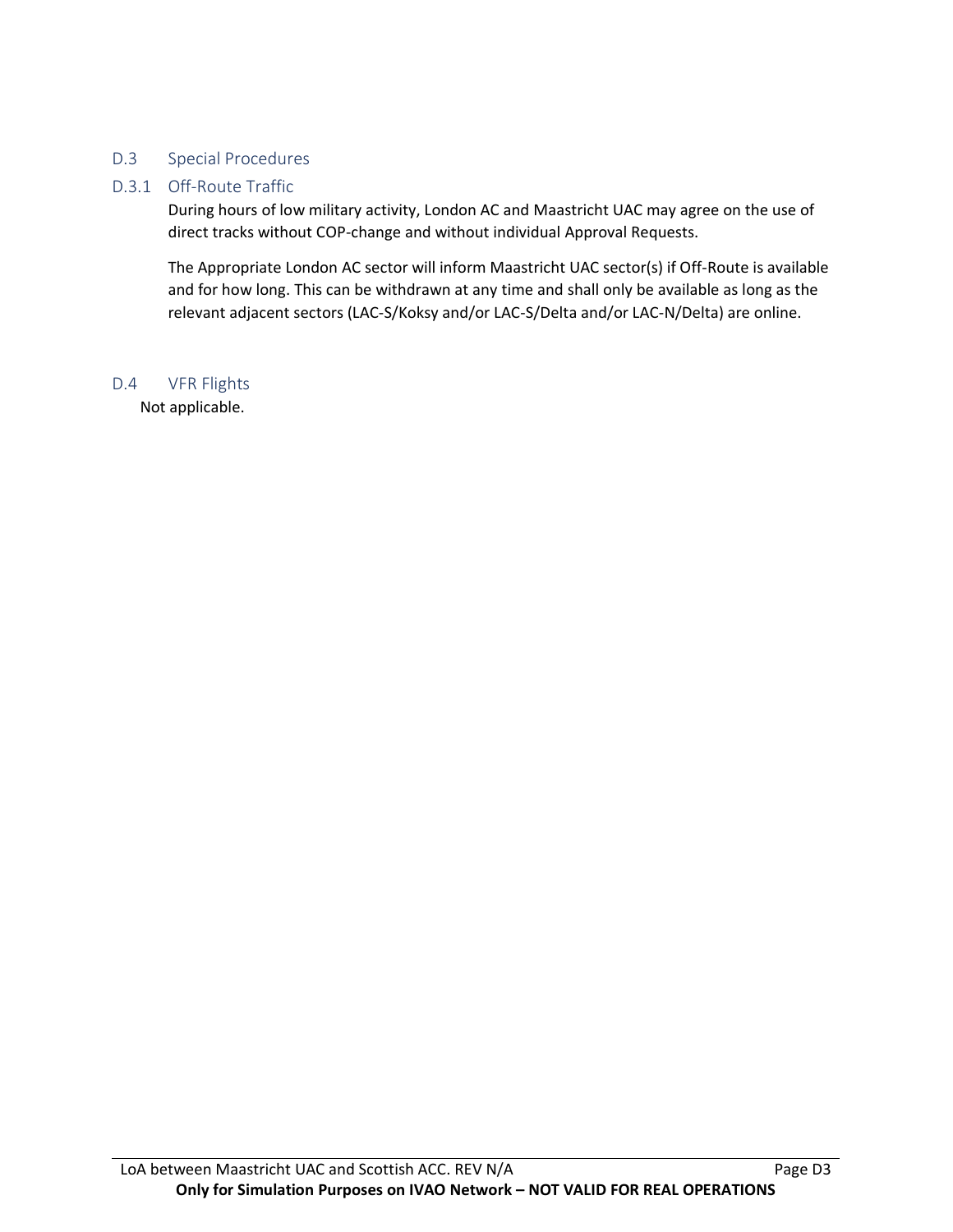## D.3 Special Procedures

### D.3.1 Off-Route Traffic

During hours of low military activity, London AC and Maastricht UAC may agree on the use of direct tracks without COP-change and without individual Approval Requests.

The Appropriate London AC sector will inform Maastricht UAC sector(s) if Off-Route is available and for how long. This can be withdrawn at any time and shall only be available as long as the relevant adjacent sectors (LAC-S/Koksy and/or LAC-S/Delta and/or LAC-N/Delta) are online.

## D.4 VFR Flights

Not applicable.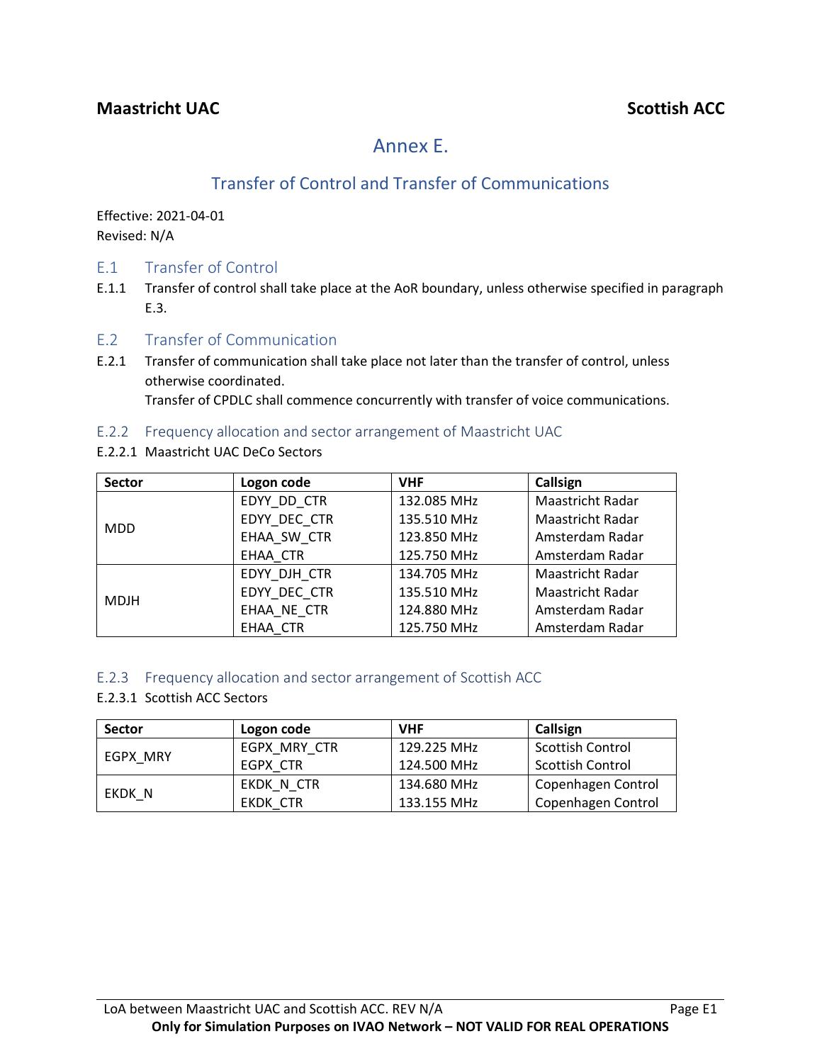# Annex E.

## Transfer of Control and Transfer of Communications

Effective: 2021-04-01
Revised: N/A

### E.1 Transfer of Control

E.1.1 Transfer of control shall take place at the AoR boundary, unless otherwise specified in paragraph E.3.

### E.2 Transfer of Communication

E.2.1 Transfer of communication shall take place not later than the transfer of control, unless otherwise coordinated.
Transfer of CPDLC shall commence concurrently with transfer of voice communications.

#### E.2.2 Frequency allocation and sector arrangement of Maastricht UAC

E.2.2.1 Maastricht UAC DeCo Sectors

| Sector | Logon code | VHF | Callsign |
|---|---|---|---|
| MDD | EDYY_DD_CTR | 132.085 MHz | Maastricht Radar |
| | EDYY_DEC_CTR | 135.510 MHz | Maastricht Radar |
| | EHAA_SW_CTR | 123.850 MHz | Amsterdam Radar |
| | EHAA_CTR | 125.750 MHz | Amsterdam Radar |
| MDJH | EDYY_DJH_CTR | 134.705 MHz | Maastricht Radar |
| | EDYY_DEC_CTR | 135.510 MHz | Maastricht Radar |
| | EHAA_NE_CTR | 124.880 MHz | Amsterdam Radar |
| | EHAA_CTR | 125.750 MHz | Amsterdam Radar |

#### E.2.3 Frequency allocation and sector arrangement of Scottish ACC

E.2.3.1 Scottish ACC Sectors

| Sector | Logon code | VHF | Callsign |
|---|---|---|---|
| EGPX_MRY | EGPX_MRY_CTR | 129.225 MHz | Scottish Control |
| | EGPX_CTR | 124.500 MHz | Scottish Control |
| EKDK_N | EKDK_N_CTR | 134.680 MHz | Copenhagen Control |
| | EKDK_CTR | 133.155 MHz | Copenhagen Control |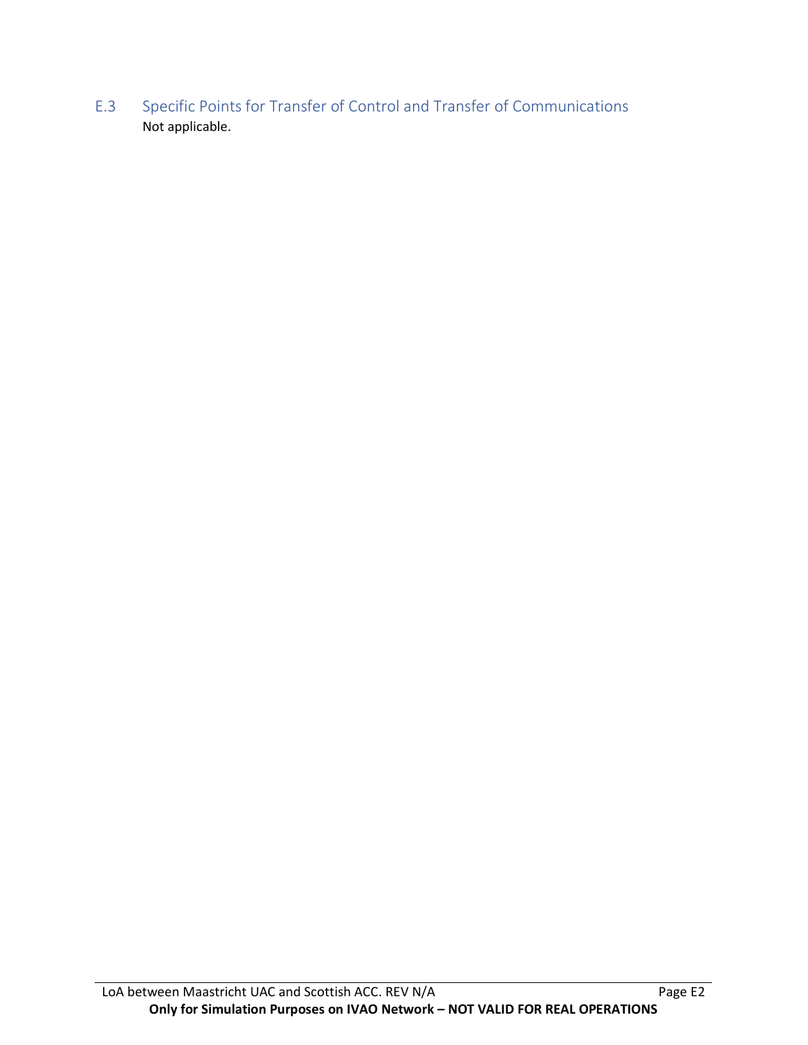## E.3 Specific Points for Transfer of Control and Transfer of Communications

Not applicable.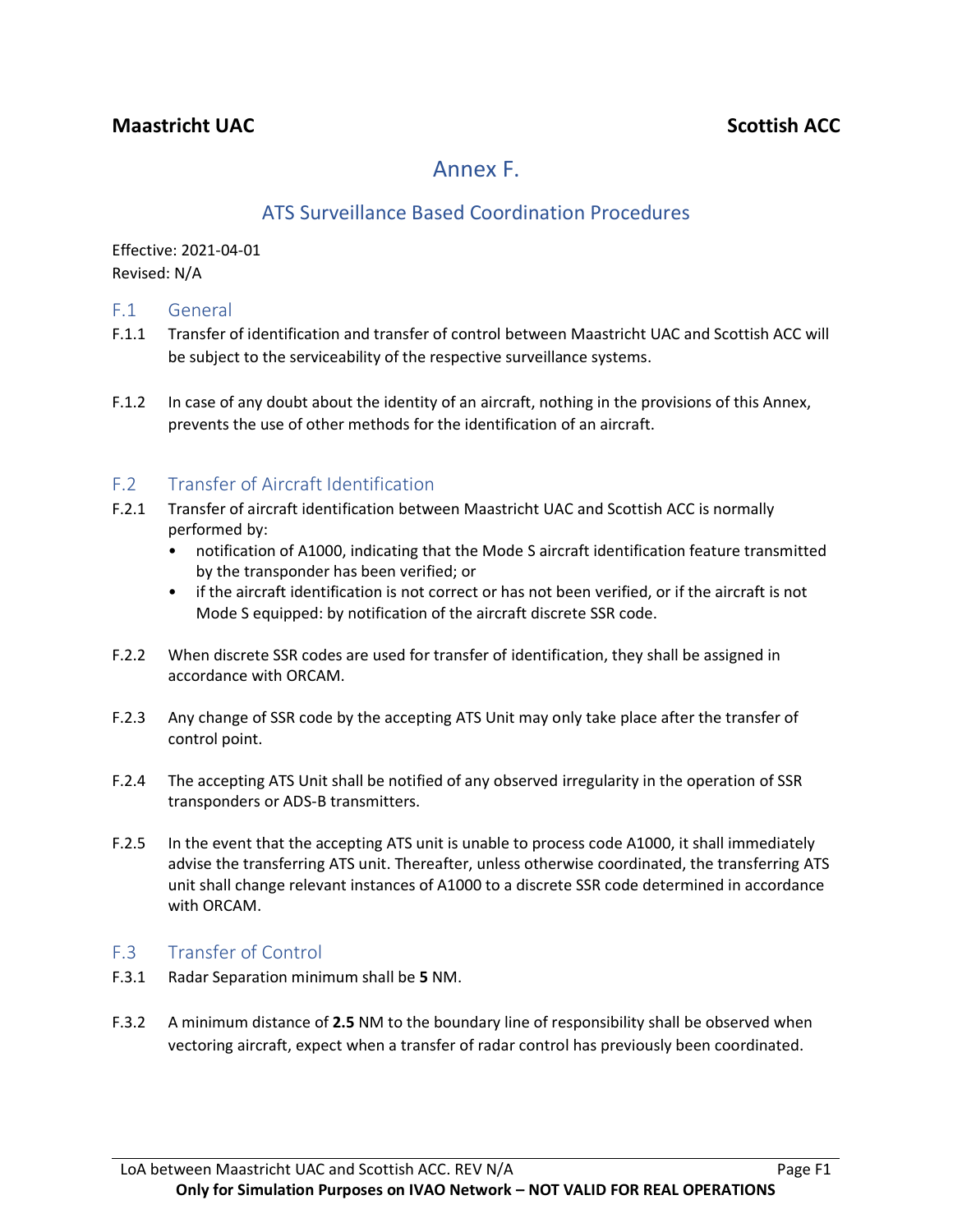# Annex F.

## ATS Surveillance Based Coordination Procedures

Effective: 2021-04-01
Revised: N/A

### F.1 General

F.1.1 Transfer of identification and transfer of control between Maastricht UAC and Scottish ACC will be subject to the serviceability of the respective surveillance systems.

F.1.2 In case of any doubt about the identity of an aircraft, nothing in the provisions of this Annex, prevents the use of other methods for the identification of an aircraft.

### F.2 Transfer of Aircraft Identification

F.2.1 Transfer of aircraft identification between Maastricht UAC and Scottish ACC is normally performed by:

- notification of A1000, indicating that the Mode S aircraft identification feature transmitted by the transponder has been verified; or
- if the aircraft identification is not correct or has not been verified, or if the aircraft is not Mode S equipped: by notification of the aircraft discrete SSR code.

F.2.2 When discrete SSR codes are used for transfer of identification, they shall be assigned in accordance with ORCAM.

F.2.3 Any change of SSR code by the accepting ATS Unit may only take place after the transfer of control point.

F.2.4 The accepting ATS Unit shall be notified of any observed irregularity in the operation of SSR transponders or ADS-B transmitters.

F.2.5 In the event that the accepting ATS unit is unable to process code A1000, it shall immediately advise the transferring ATS unit. Thereafter, unless otherwise coordinated, the transferring ATS unit shall change relevant instances of A1000 to a discrete SSR code determined in accordance with ORCAM.

### F.3 Transfer of Control

F.3.1 Radar Separation minimum shall be **5** NM.

F.3.2 A minimum distance of **2.5** NM to the boundary line of responsibility shall be observed when vectoring aircraft, expect when a transfer of radar control has previously been coordinated.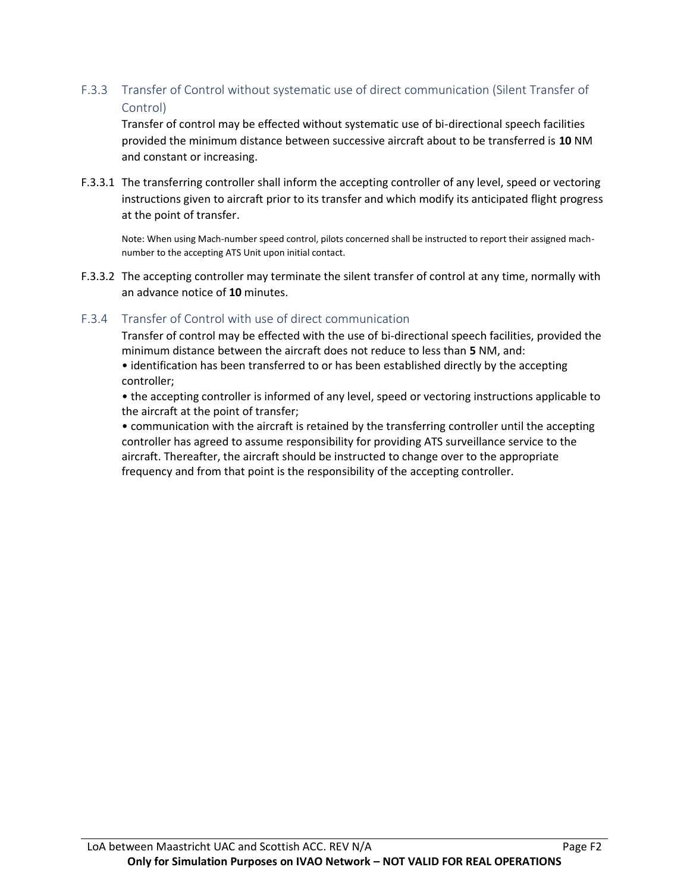### F.3.3 Transfer of Control without systematic use of direct communication (Silent Transfer of Control)

Transfer of control may be effected without systematic use of bi-directional speech facilities provided the minimum distance between successive aircraft about to be transferred is **10** NM and constant or increasing.

F.3.3.1 The transferring controller shall inform the accepting controller of any level, speed or vectoring instructions given to aircraft prior to its transfer and which modify its anticipated flight progress at the point of transfer.

Note: When using Mach-number speed control, pilots concerned shall be instructed to report their assigned mach-number to the accepting ATS Unit upon initial contact.

F.3.3.2 The accepting controller may terminate the silent transfer of control at any time, normally with an advance notice of **10** minutes.

### F.3.4 Transfer of Control with use of direct communication

Transfer of control may be effected with the use of bi-directional speech facilities, provided the minimum distance between the aircraft does not reduce to less than **5** NM, and:

- identification has been transferred to or has been established directly by the accepting controller;
- the accepting controller is informed of any level, speed or vectoring instructions applicable to the aircraft at the point of transfer;
- communication with the aircraft is retained by the transferring controller until the accepting controller has agreed to assume responsibility for providing ATS surveillance service to the aircraft. Thereafter, the aircraft should be instructed to change over to the appropriate frequency and from that point is the responsibility of the accepting controller.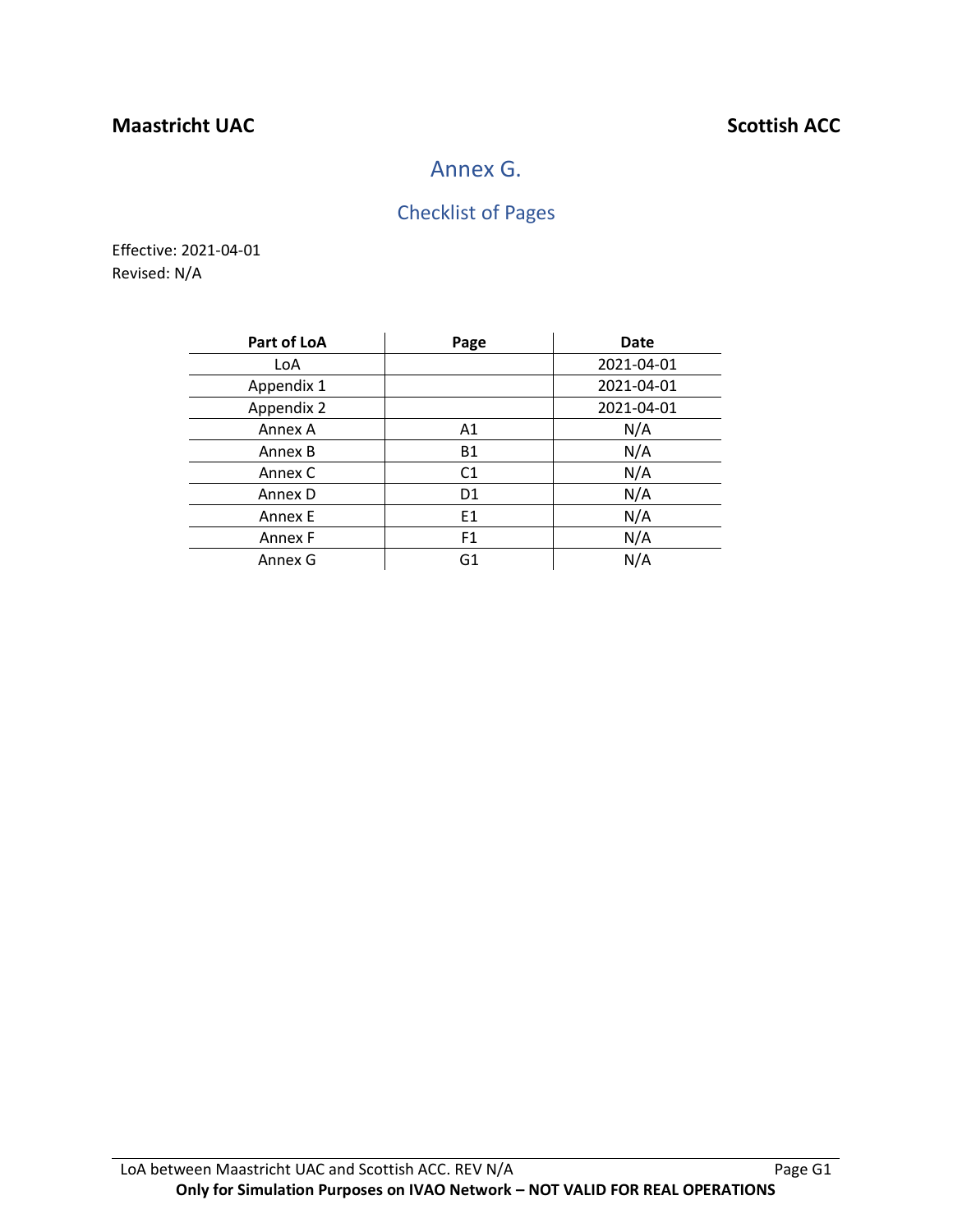# Annex G.

## Checklist of Pages

Effective: 2021-04-01
Revised: N/A

| Part of LoA | Page | Date |
|---|---|---|
| LoA | | 2021-04-01 |
| Appendix 1 | | 2021-04-01 |
| Appendix 2 | | 2021-04-01 |
| Annex A | A1 | N/A |
| Annex B | B1 | N/A |
| Annex C | C1 | N/A |
| Annex D | D1 | N/A |
| Annex E | E1 | N/A |
| Annex F | F1 | N/A |
| Annex G | G1 | N/A |